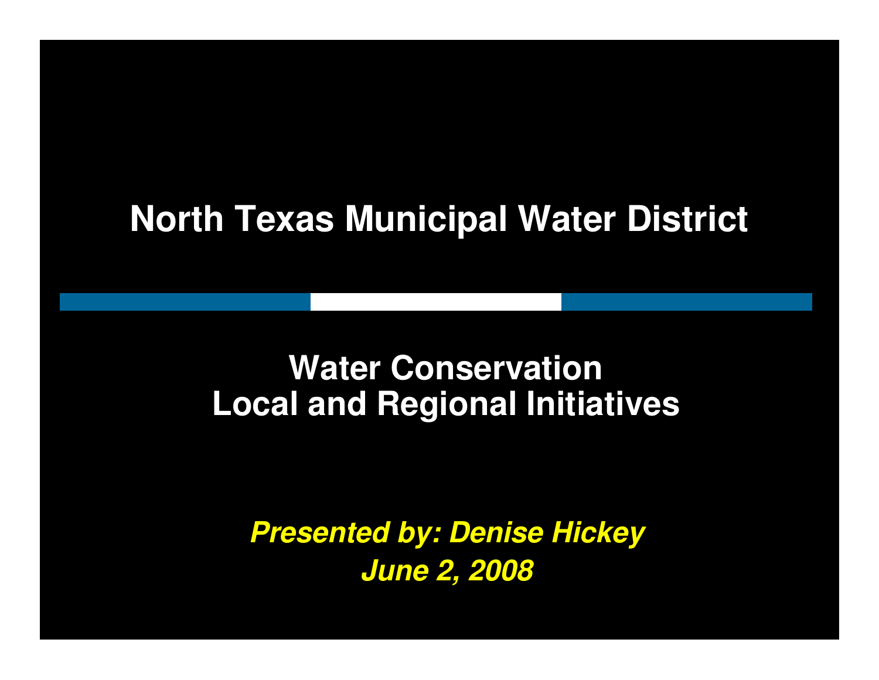# North Texas Municipal Water District

## Water Conservation
## Local and Regional Initiatives

***Presented by: Denise Hickey***

***June 2, 2008***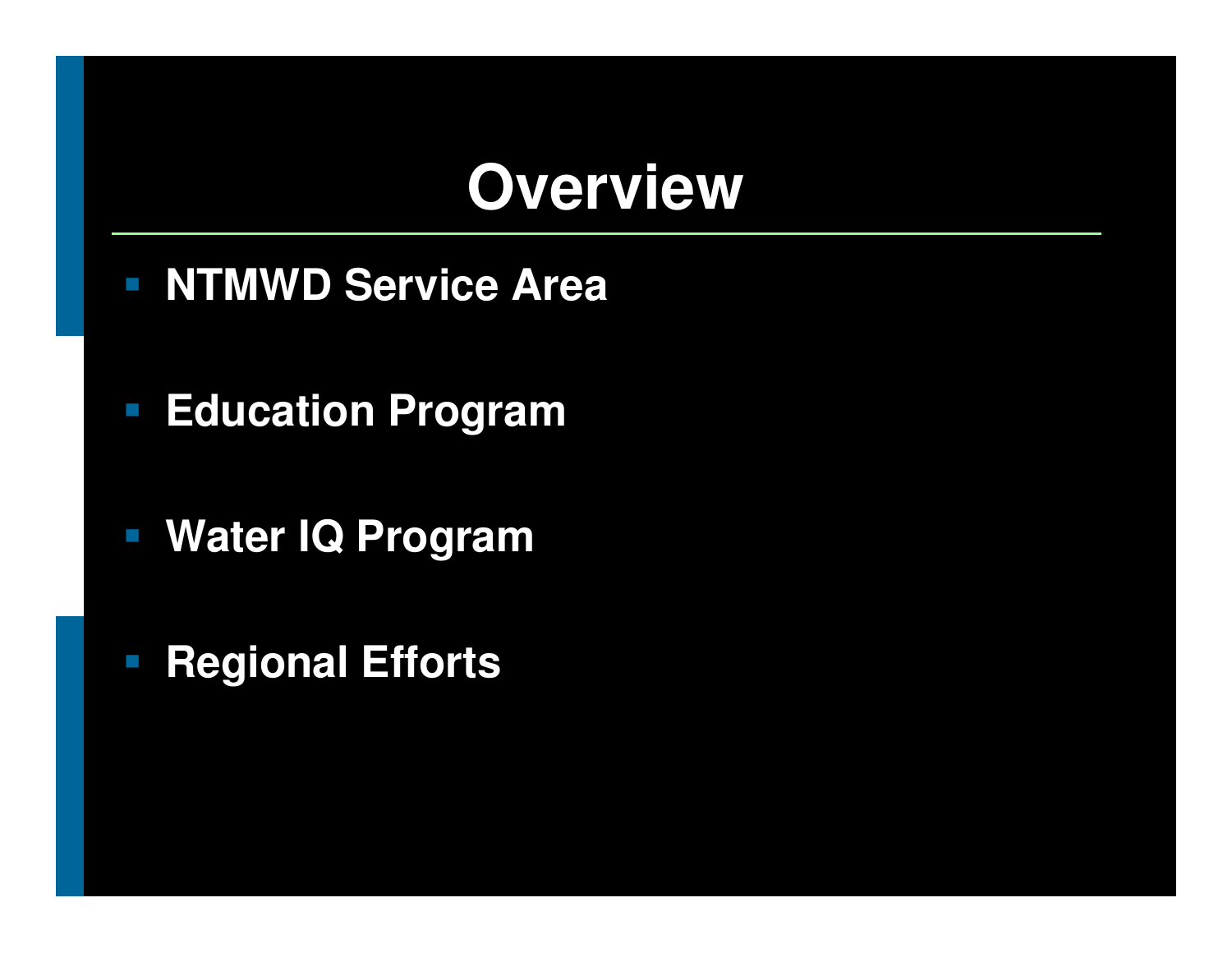# Overview

- NTMWD Service Area
- Education Program
- Water IQ Program
- Regional Efforts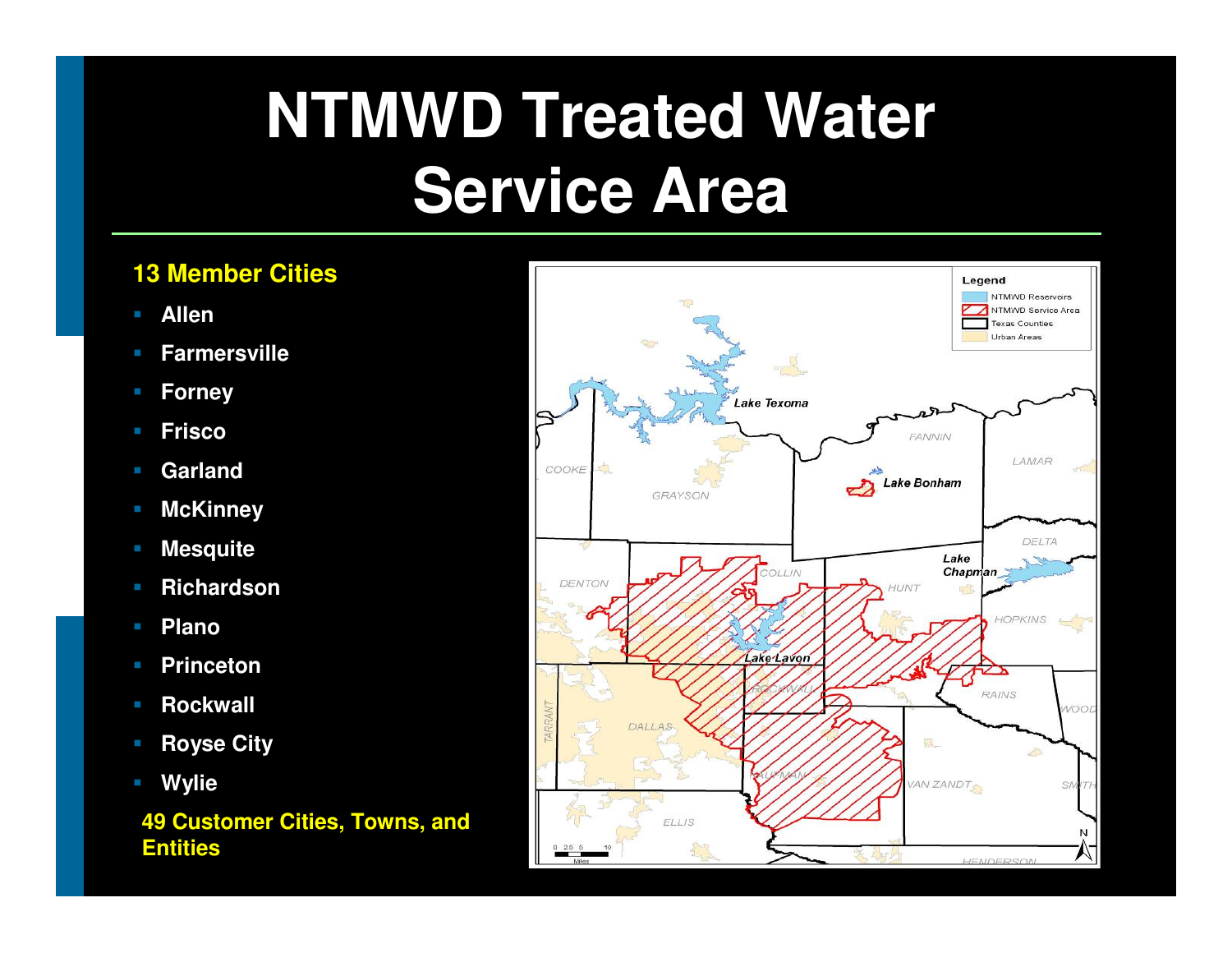# NTMWD Treated Water Service Area

**13 Member Cities**

- Allen
- Farmersville
- Forney
- Frisco
- Garland
- McKinney
- Mesquite
- Richardson
- Plano
- Princeton
- Rockwall
- Royse City
- Wylie

**49 Customer Cities, Towns, and Entities**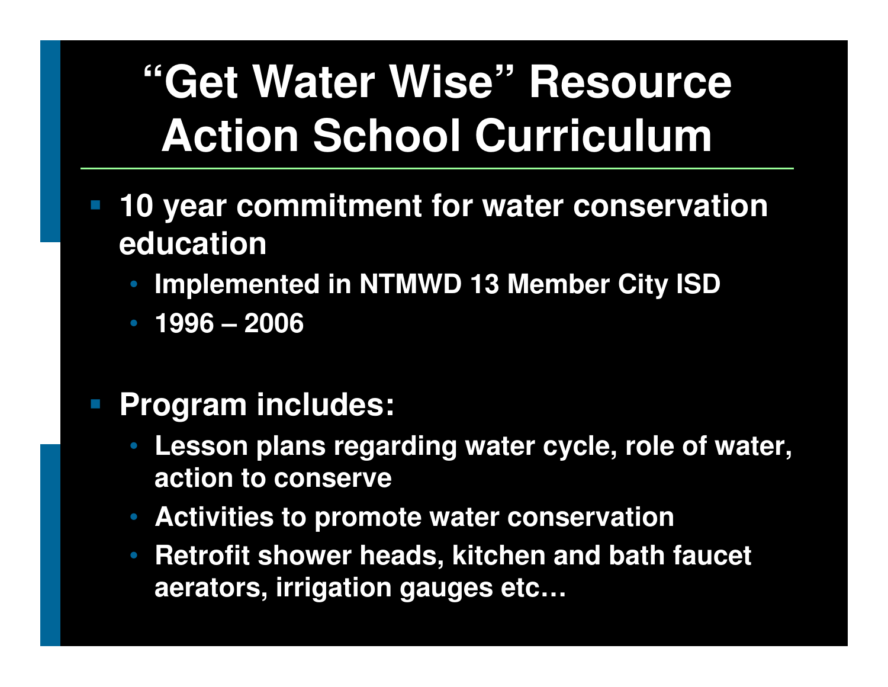# "Get Water Wise" Resource Action School Curriculum

- **10 year commitment for water conservation education**
  - **Implemented in NTMWD 13 Member City ISD**
  - **1996 – 2006**

- **Program includes:**
  - **Lesson plans regarding water cycle, role of water, action to conserve**
  - **Activities to promote water conservation**
  - **Retrofit shower heads, kitchen and bath faucet aerators, irrigation gauges etc…**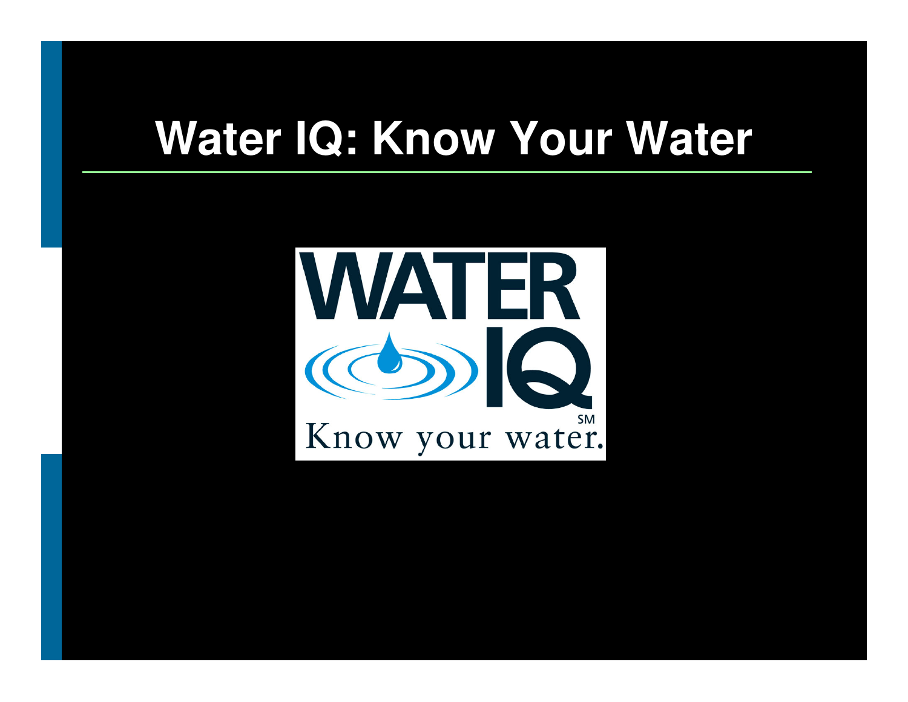# Water IQ: Know Your Water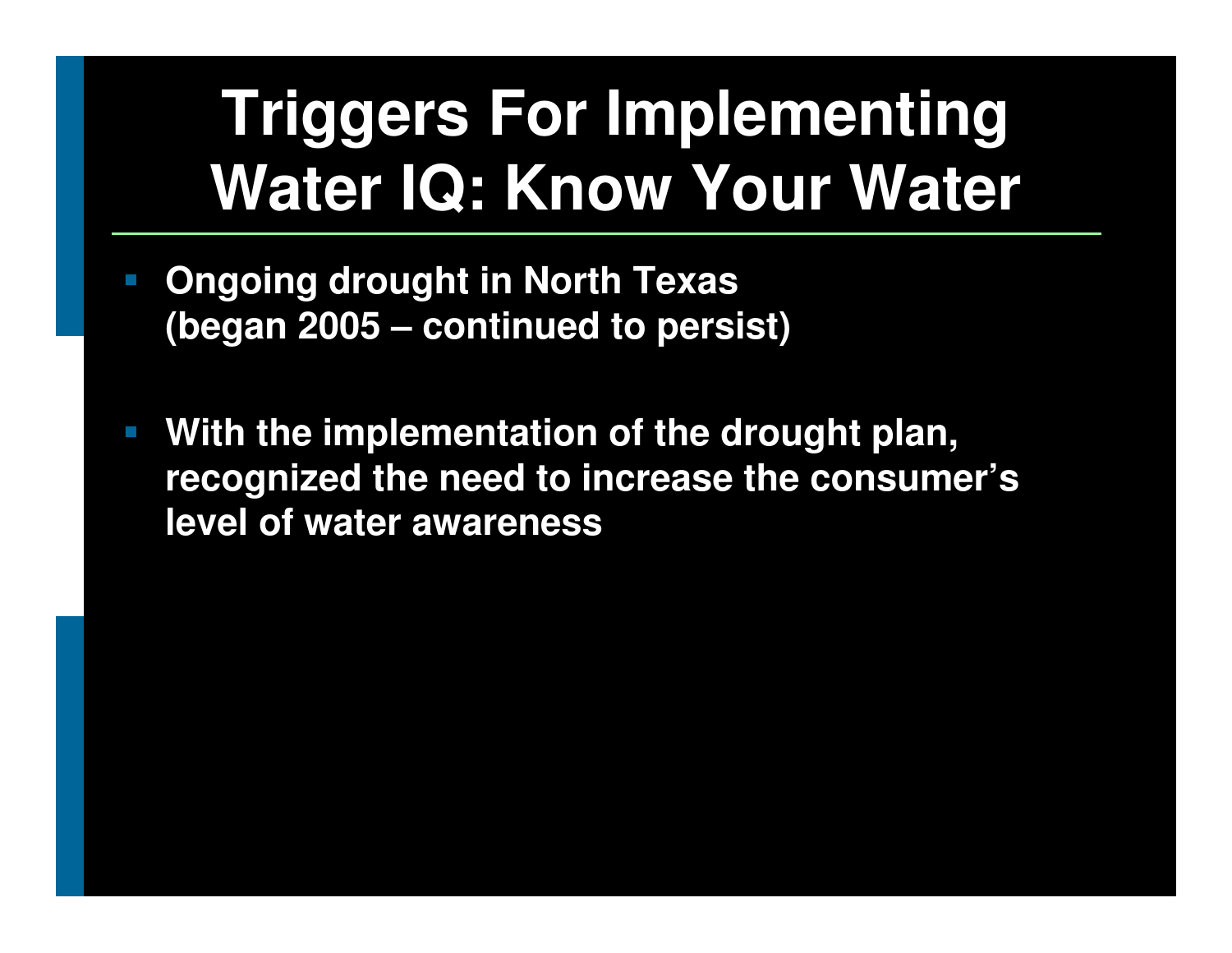# Triggers For Implementing Water IQ: Know Your Water

- **Ongoing drought in North Texas (began 2005 – continued to persist)**
- **With the implementation of the drought plan, recognized the need to increase the consumer's level of water awareness**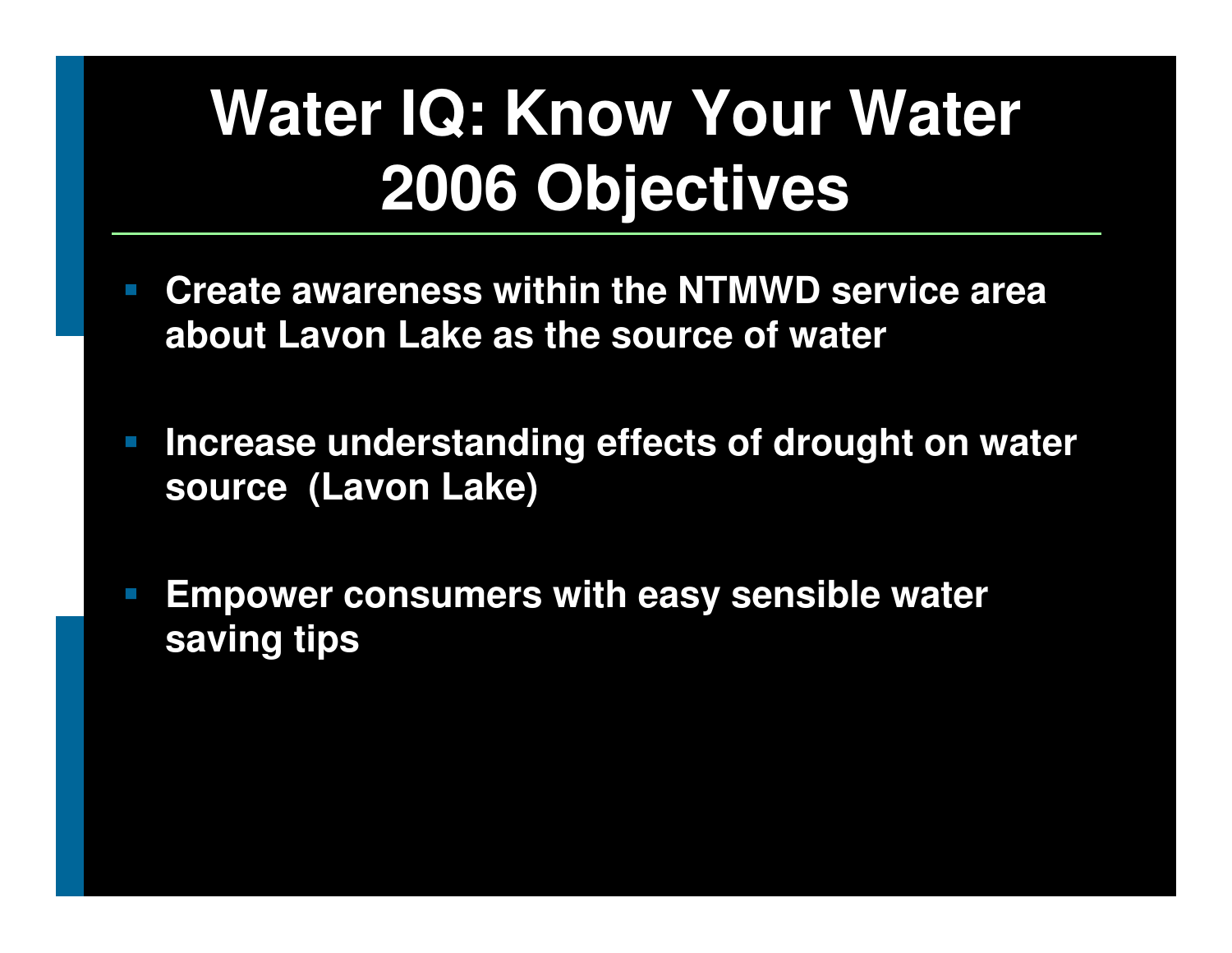# Water IQ: Know Your Water 2006 Objectives

- Create awareness within the NTMWD service area about Lavon Lake as the source of water
- Increase understanding effects of drought on water source (Lavon Lake)
- Empower consumers with easy sensible water saving tips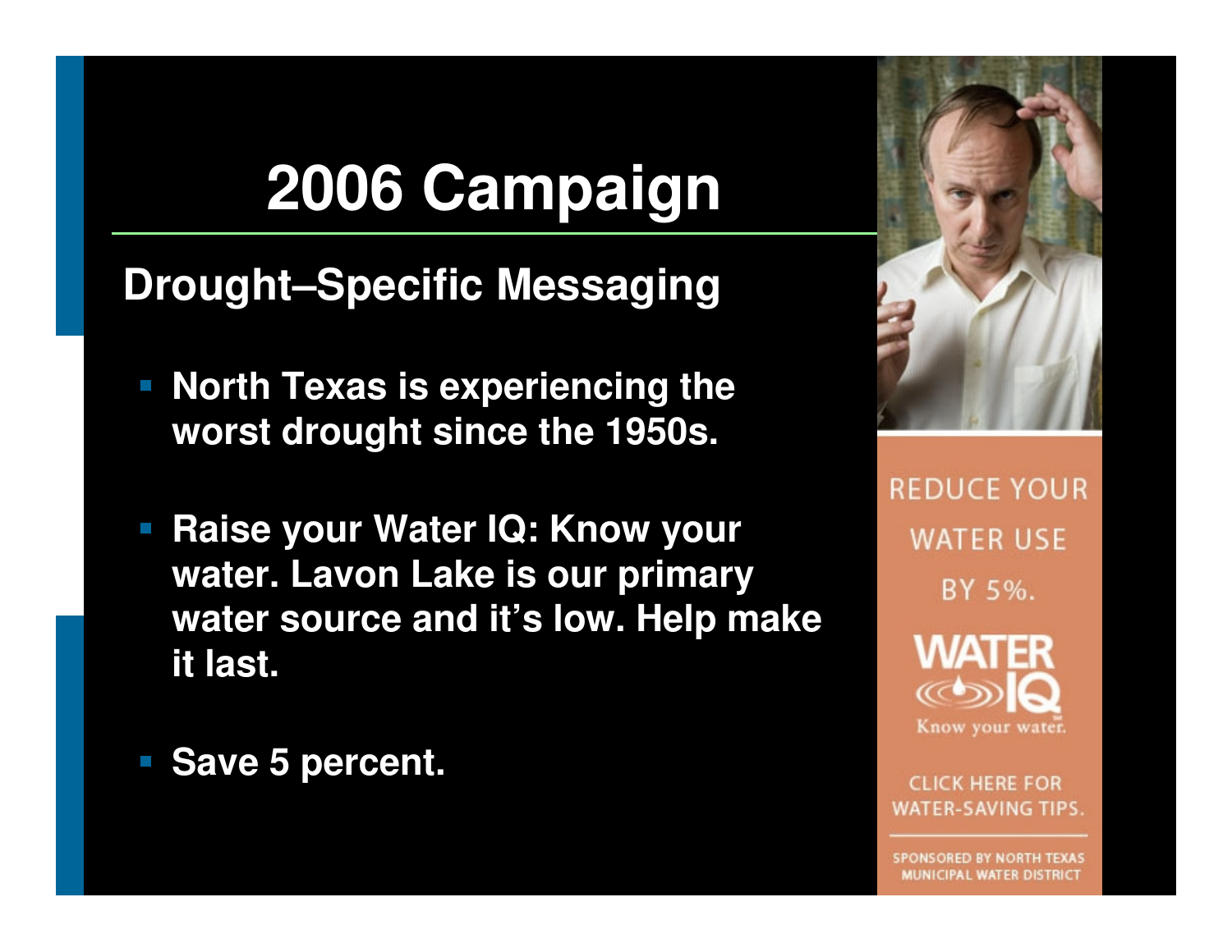# 2006 Campaign

## Drought–Specific Messaging

- **North Texas is experiencing the worst drought since the 1950s.**
- **Raise your Water IQ: Know your water. Lavon Lake is our primary water source and it's low. Help make it last.**
- **Save 5 percent.**

REDUCE YOUR WATER USE BY 5%.

WATER IQ

Know your water.

CLICK HERE FOR WATER-SAVING TIPS.

SPONSORED BY NORTH TEXAS MUNICIPAL WATER DISTRICT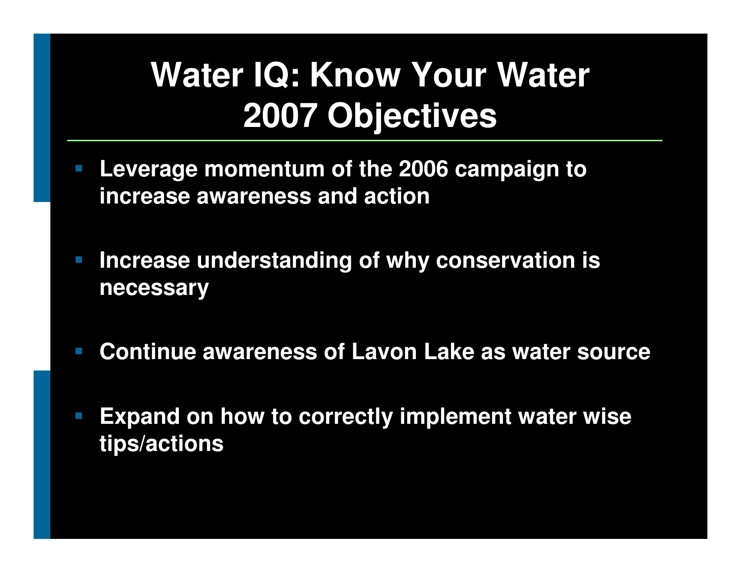# Water IQ: Know Your Water 2007 Objectives

- **Leverage momentum of the 2006 campaign to increase awareness and action**
- **Increase understanding of why conservation is necessary**
- **Continue awareness of Lavon Lake as water source**
- **Expand on how to correctly implement water wise tips/actions**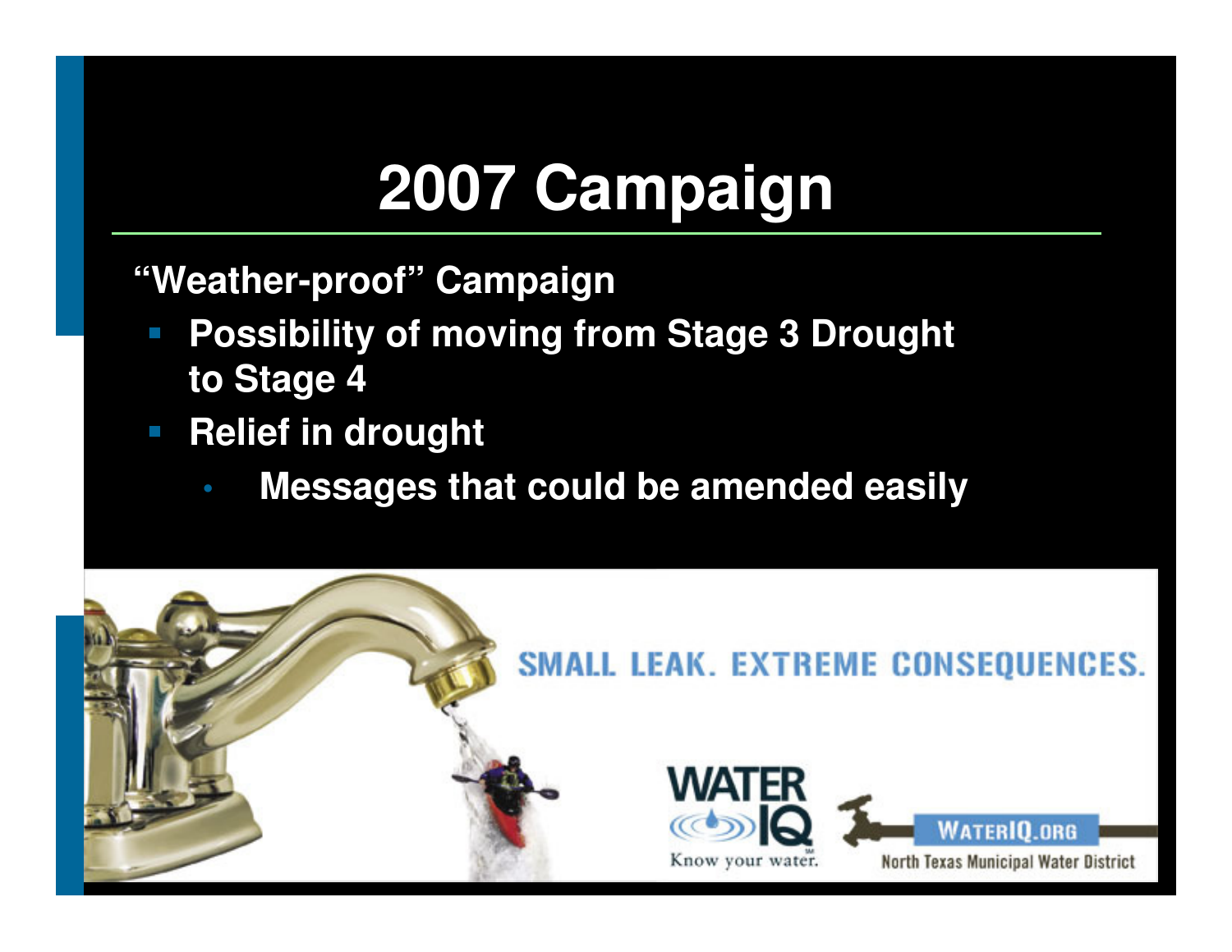# 2007 Campaign

**"Weather-proof" Campaign**

- **Possibility of moving from Stage 3 Drought to Stage 4**
- **Relief in drought**
  - **Messages that could be amended easily**

SMALL LEAK. EXTREME CONSEQUENCES.

WATER IQ
Know your water.

WATERIQ.ORG
North Texas Municipal Water District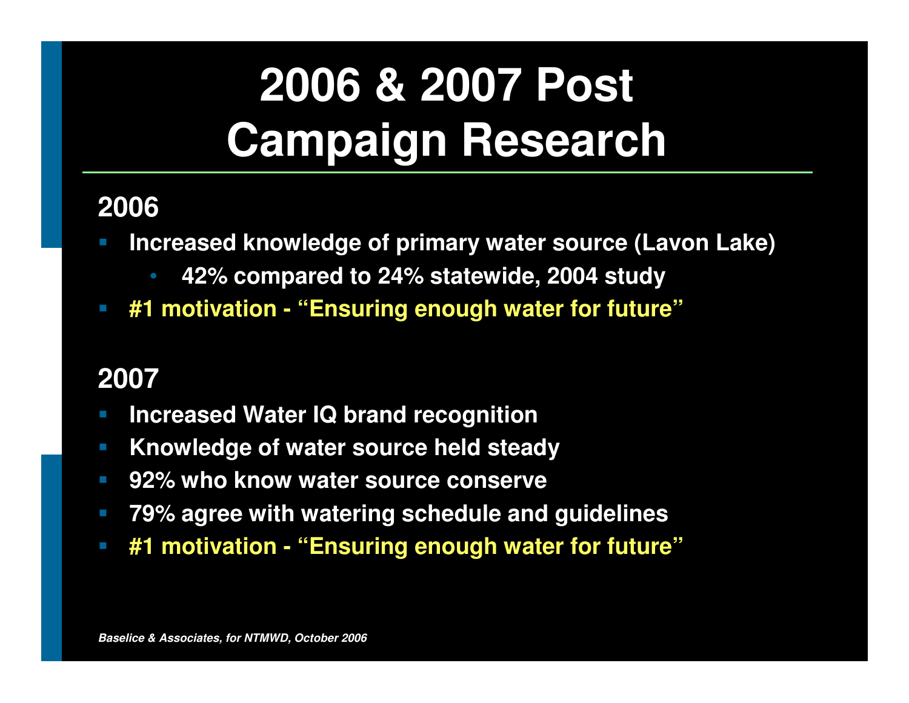# 2006 & 2007 Post Campaign Research

## 2006

- Increased knowledge of primary water source (Lavon Lake)
  - 42% compared to 24% statewide, 2004 study
- #1 motivation - "Ensuring enough water for future"

## 2007

- Increased Water IQ brand recognition
- Knowledge of water source held steady
- 92% who know water source conserve
- 79% agree with watering schedule and guidelines
- #1 motivation - "Ensuring enough water for future"

*Baselice & Associates, for NTMWD, October 2006*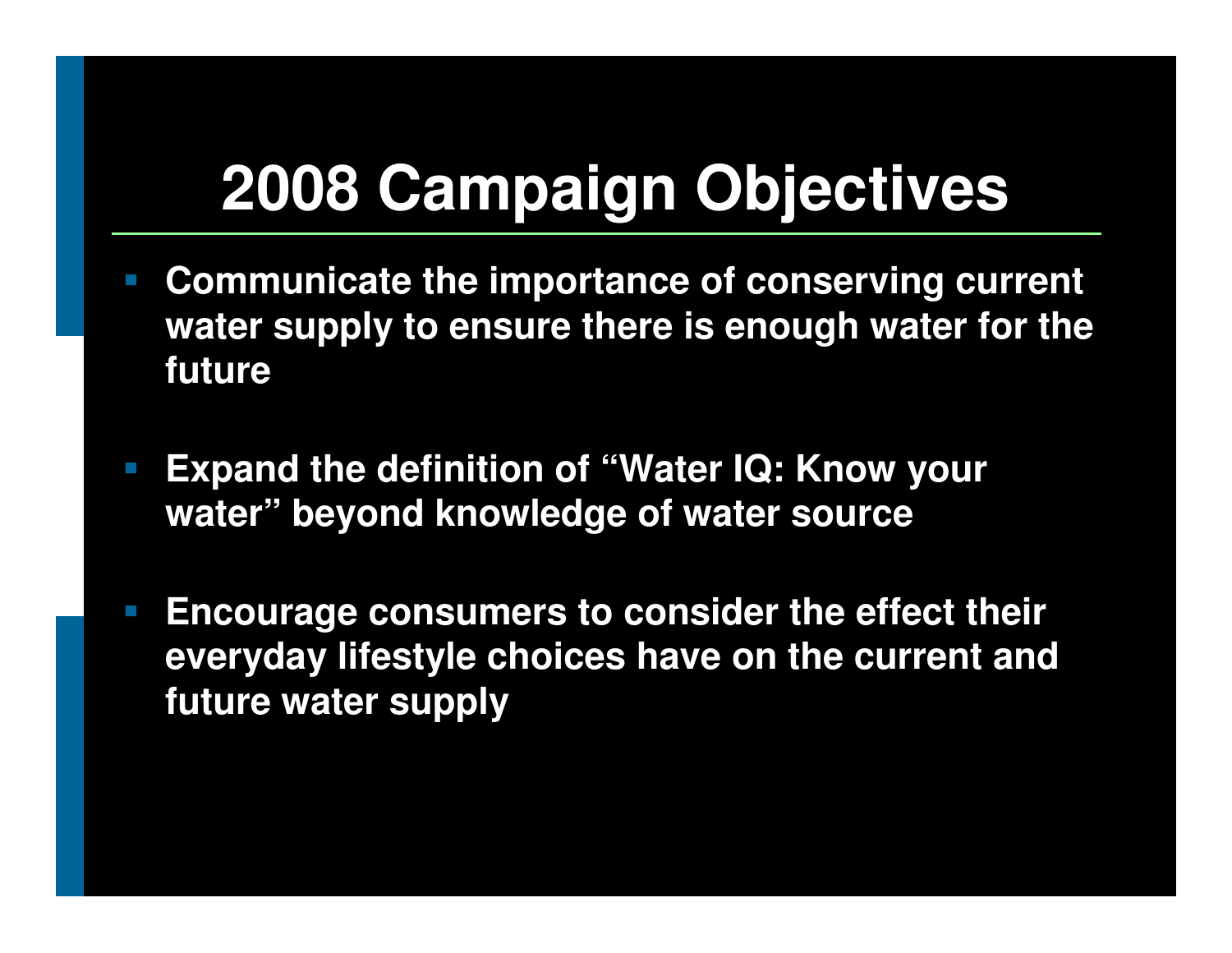# 2008 Campaign Objectives

- **Communicate the importance of conserving current water supply to ensure there is enough water for the future**
- **Expand the definition of "Water IQ: Know your water" beyond knowledge of water source**
- **Encourage consumers to consider the effect their everyday lifestyle choices have on the current and future water supply**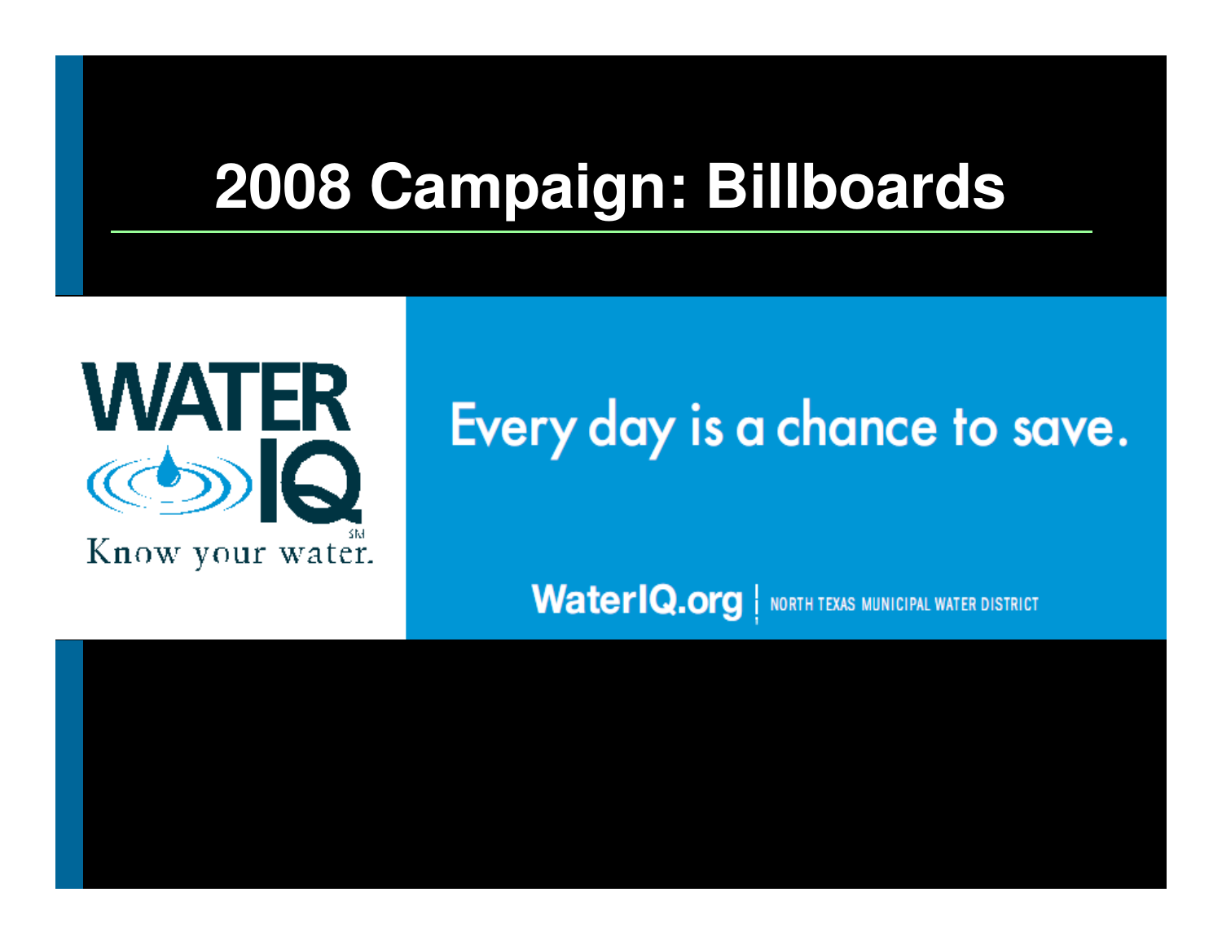# 2008 Campaign: Billboards

WATER IQ

Know your water.[SM]

Every day is a chance to save.

WaterIQ.org | NORTH TEXAS MUNICIPAL WATER DISTRICT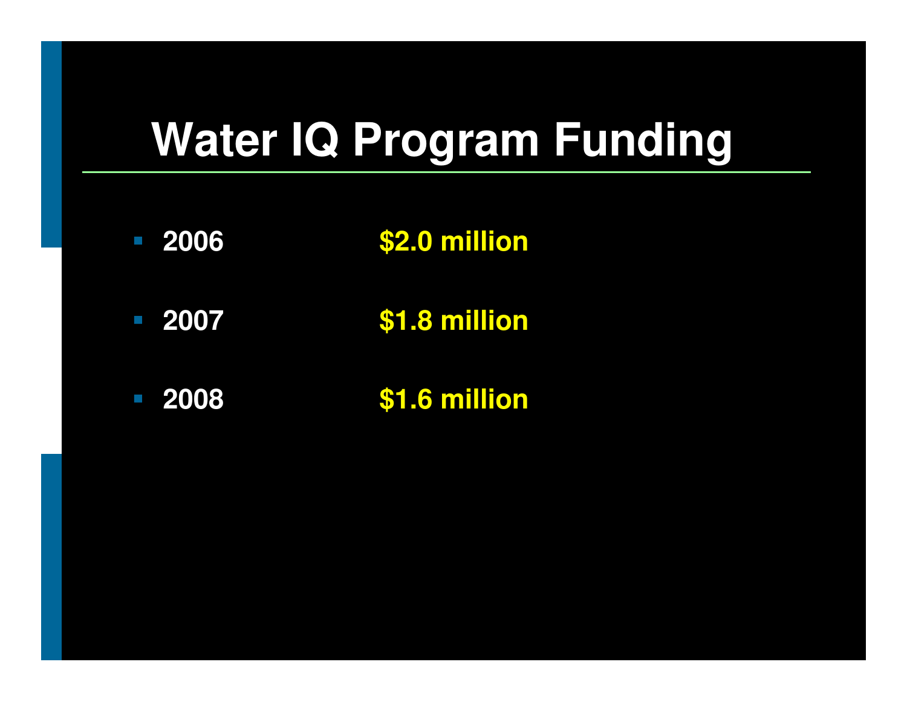# Water IQ Program Funding

- **2006** **$2.0 million**
- **2007** **$1.8 million**
- **2008** **$1.6 million**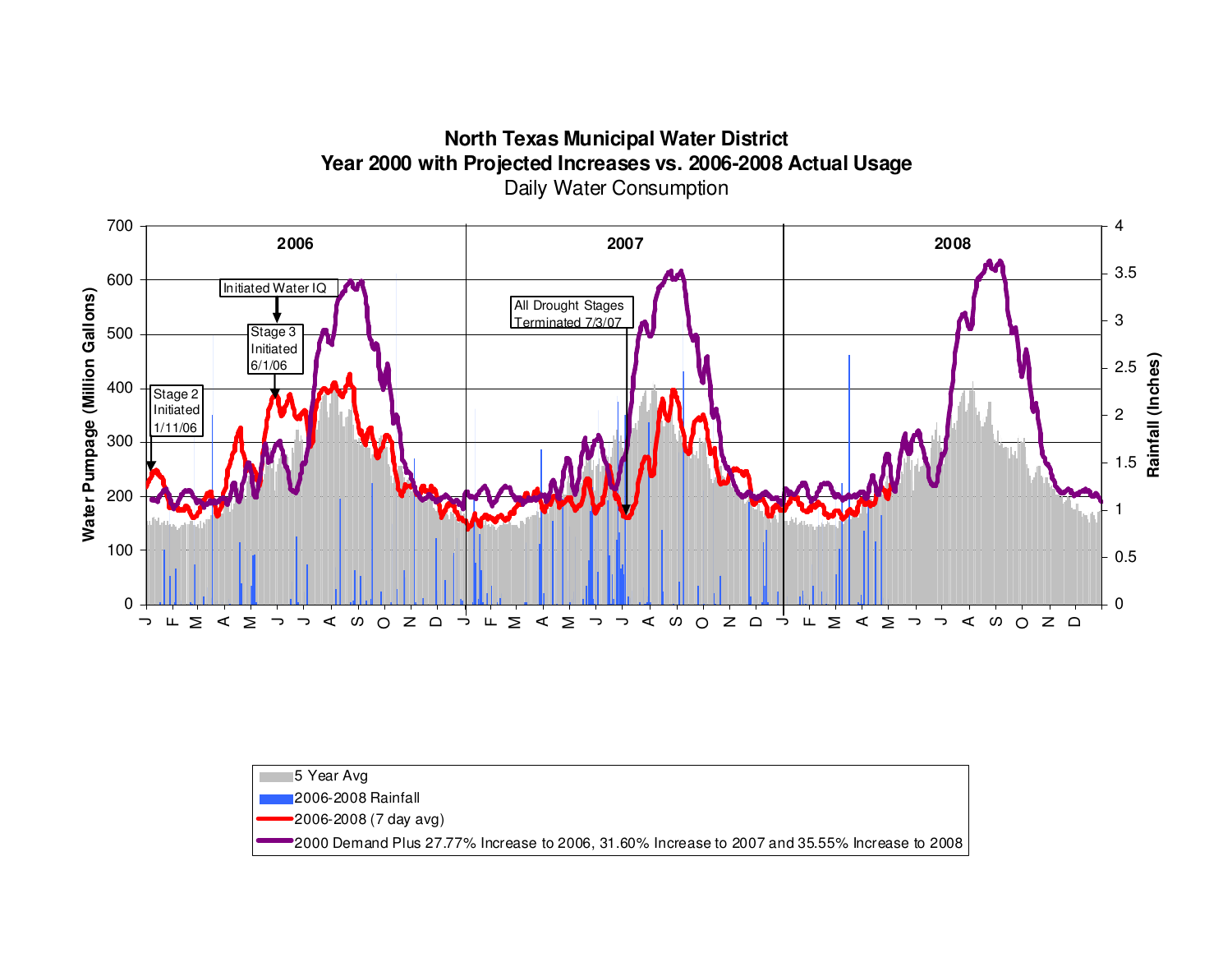# North Texas Municipal Water District
## Year 2000 with Projected Increases vs. 2006-2008 Actual Usage
### Daily Water Consumption

Water Pumpage (Million Gallons): 0, 100, 200, 300, 400, 500, 600, 700

Rainfall (Inches): 0, 0.5, 1, 1.5, 2, 2.5, 3, 3.5, 4

Months: J F M A M J J A S O N D (2006, 2007, 2008)

Annotations:

- Stage 2 Initiated 1/11/06
- Initiated Water IQ
- Stage 3 Initiated 6/1/06
- All Drought Stages Terminated 7/3/07

Legend:

- 5 Year Avg
- 2006-2008 Rainfall
- 2006-2008 (7 day avg)
- 2000 Demand Plus 27.77% Increase to 2006, 31.60% Increase to 2007 and 35.55% Increase to 2008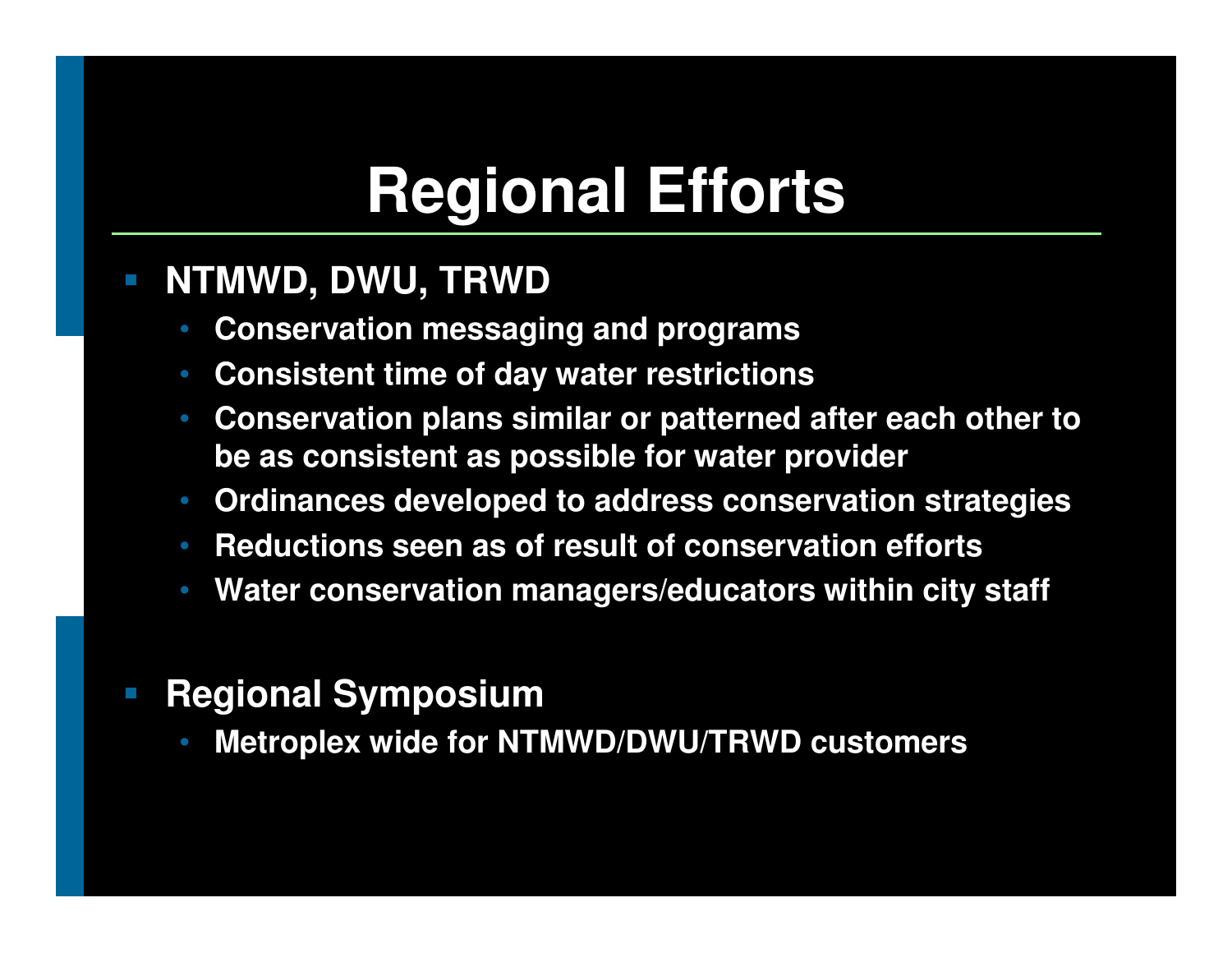# Regional Efforts

- NTMWD, DWU, TRWD
  - Conservation messaging and programs
  - Consistent time of day water restrictions
  - Conservation plans similar or patterned after each other to be as consistent as possible for water provider
  - Ordinances developed to address conservation strategies
  - Reductions seen as of result of conservation efforts
  - Water conservation managers/educators within city staff

- Regional Symposium
  - Metroplex wide for NTMWD/DWU/TRWD customers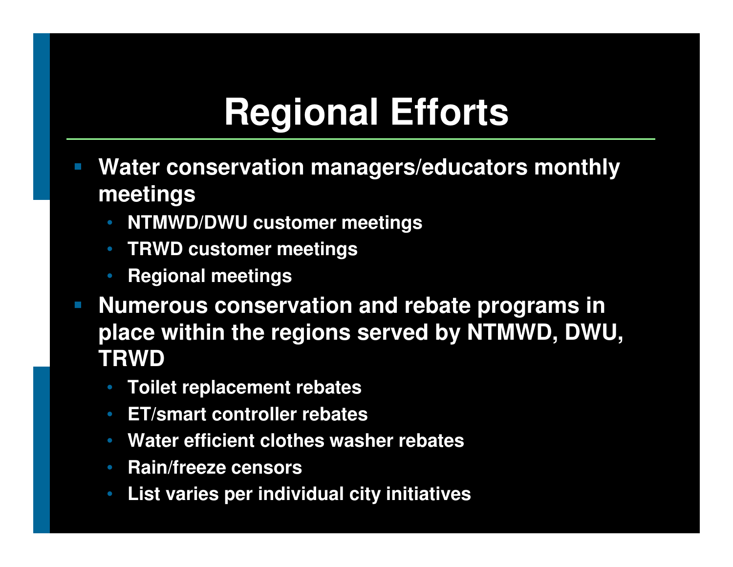# Regional Efforts

- Water conservation managers/educators monthly meetings
  - NTMWD/DWU customer meetings
  - TRWD customer meetings
  - Regional meetings
- Numerous conservation and rebate programs in place within the regions served by NTMWD, DWU, TRWD
  - Toilet replacement rebates
  - ET/smart controller rebates
  - Water efficient clothes washer rebates
  - Rain/freeze censors
  - List varies per individual city initiatives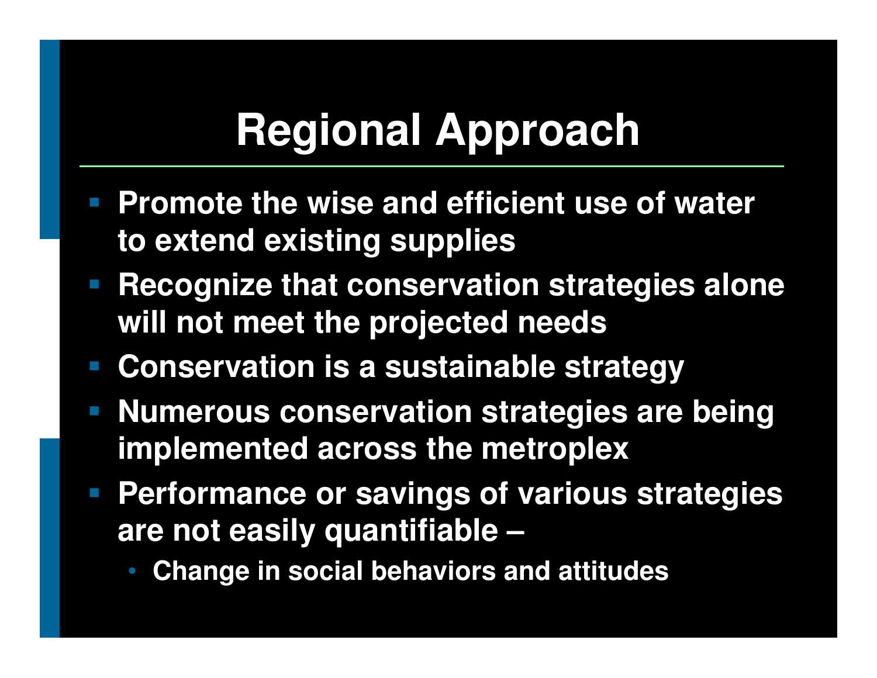# Regional Approach

- Promote the wise and efficient use of water to extend existing supplies
- Recognize that conservation strategies alone will not meet the projected needs
- Conservation is a sustainable strategy
- Numerous conservation strategies are being implemented across the metroplex
- Performance or savings of various strategies are not easily quantifiable –
  - Change in social behaviors and attitudes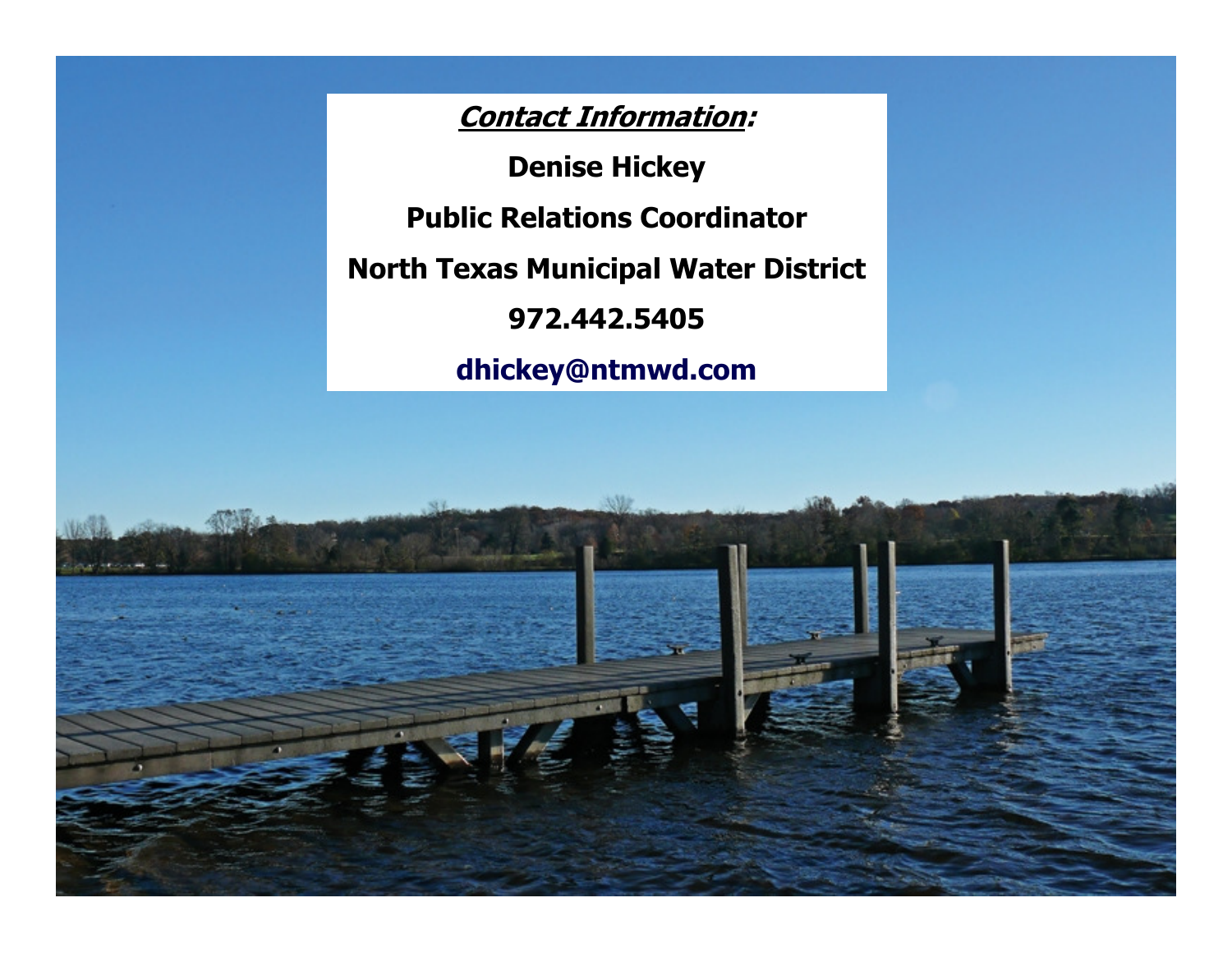***Contact Information*:**

**Denise Hickey**

**Public Relations Coordinator**

**North Texas Municipal Water District**

**972.442.5405**

**dhickey@ntmwd.com**